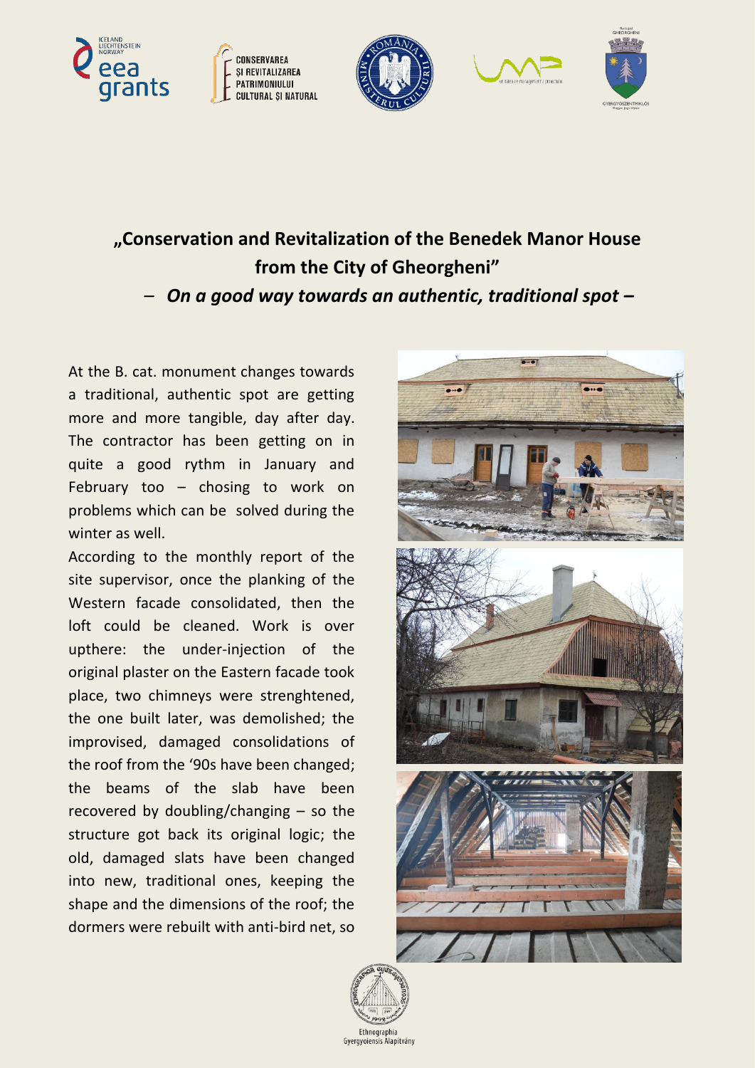# „Conservation and Revitalization of the Benedek Manor House from the City of Gheorgheni”

## – *On a good way towards an authentic, traditional spot –*

At the B. cat. monument changes towards a traditional, authentic spot are getting more and more tangible, day after day. The contractor has been getting on in quite a good rythm in January and February too – chosing to work on problems which can be solved during the winter as well.

According to the monthly report of the site supervisor, once the planking of the Western facade consolidated, then the loft could be cleaned. Work is over upthere: the under-injection of the original plaster on the Eastern facade took place, two chimneys were strenghtened, the one built later, was demolished; the improvised, damaged consolidations of the roof from the '90s have been changed; the beams of the slab have been recovered by doubling/changing – so the structure got back its original logic; the old, damaged slats have been changed into new, traditional ones, keeping the shape and the dimensions of the roof; the dormers were rebuilt with anti-bird net, so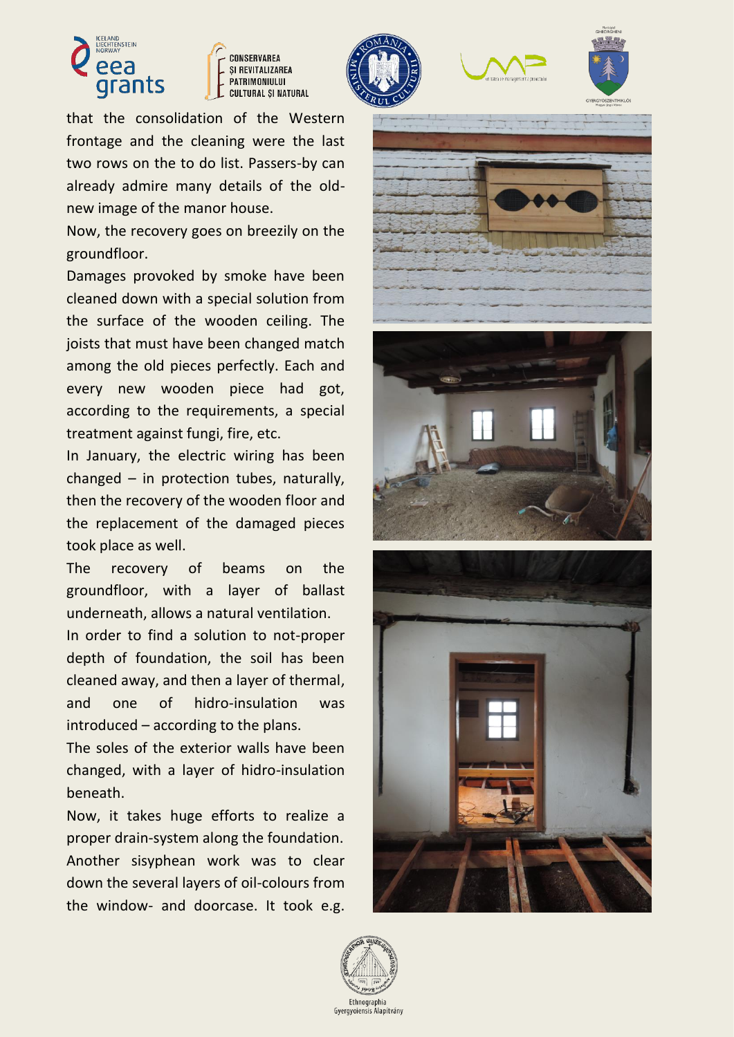that the consolidation of the Western frontage and the cleaning were the last two rows on the to do list. Passers-by can already admire many details of the old-new image of the manor house.

Now, the recovery goes on breezily on the groundfloor.

Damages provoked by smoke have been cleaned down with a special solution from the surface of the wooden ceiling. The joists that must have been changed match among the old pieces perfectly. Each and every new wooden piece had got, according to the requirements, a special treatment against fungi, fire, etc.

In January, the electric wiring has been changed – in protection tubes, naturally, then the recovery of the wooden floor and the replacement of the damaged pieces took place as well.

The recovery of beams on the groundfloor, with a layer of ballast underneath, allows a natural ventilation.

In order to find a solution to not-proper depth of foundation, the soil has been cleaned away, and then a layer of thermal, and one of hidro-insulation was introduced – according to the plans.

The soles of the exterior walls have been changed, with a layer of hidro-insulation beneath.

Now, it takes huge efforts to realize a proper drain-system along the foundation. Another sisyphean work was to clear down the several layers of oil-colours from the window- and doorcase. It took e.g.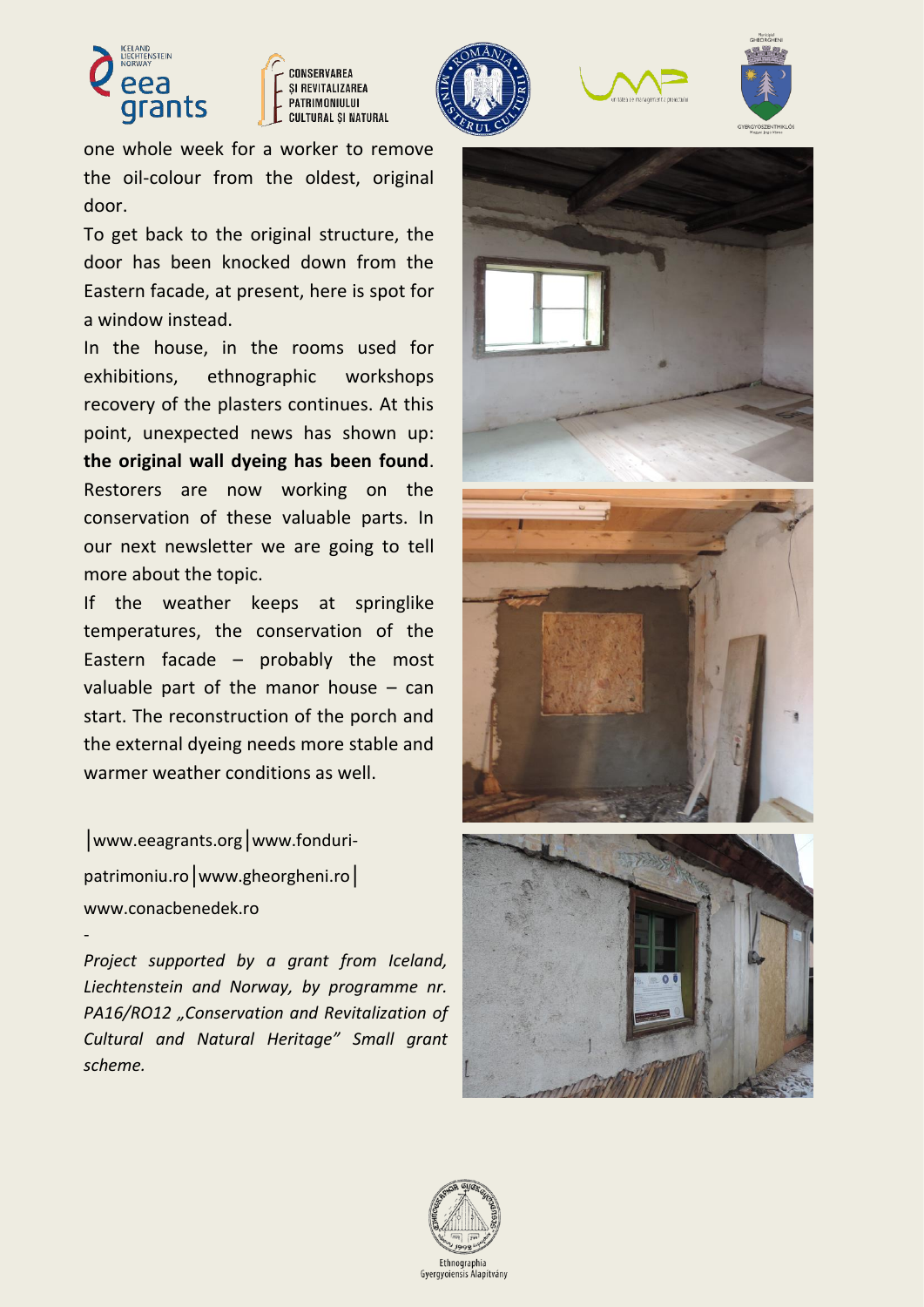one whole week for a worker to remove the oil-colour from the oldest, original door.

To get back to the original structure, the door has been knocked down from the Eastern facade, at present, here is spot for a window instead.

In the house, in the rooms used for exhibitions, ethnographic workshops recovery of the plasters continues. At this point, unexpected news has shown up: **the original wall dyeing has been found**. Restorers are now working on the conservation of these valuable parts. In our next newsletter we are going to tell more about the topic.

If the weather keeps at springlike temperatures, the conservation of the Eastern facade – probably the most valuable part of the manor house – can start. The reconstruction of the porch and the external dyeing needs more stable and warmer weather conditions as well.

|www.eeagrants.org|www.fonduri-patrimoniu.ro|www.gheorgheni.ro| www.conacbenedek.ro

-

*Project supported by a grant from Iceland, Liechtenstein and Norway, by programme nr. PA16/RO12 „Conservation and Revitalization of Cultural and Natural Heritage" Small grant scheme.*

Ethnographia Gyergyoiensis Alapitvány